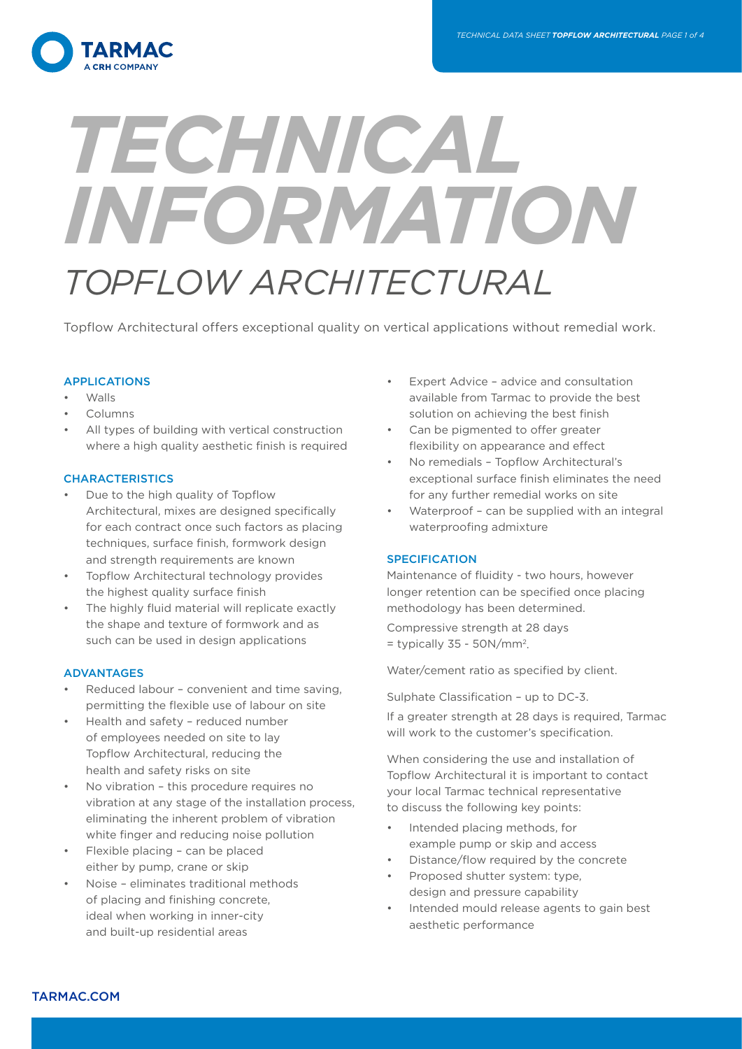# TECHNICAL INFORMATION

## TOPFLOW ARCHITECTURAL

Topflow Architectural offers exceptional quality on vertical applications without remedial work.

### APPLICATIONS

- Walls
- Columns
- All types of building with vertical construction where a high quality aesthetic finish is required

### CHARACTERISTICS

- Due to the high quality of Topflow Architectural, mixes are designed specifically for each contract once such factors as placing techniques, surface finish, formwork design and strength requirements are known
- Topflow Architectural technology provides the highest quality surface finish
- The highly fluid material will replicate exactly the shape and texture of formwork and as such can be used in design applications

### ADVANTAGES

- Reduced labour – convenient and time saving, permitting the flexible use of labour on site
- Health and safety – reduced number of employees needed on site to lay Topflow Architectural, reducing the health and safety risks on site
- No vibration – this procedure requires no vibration at any stage of the installation process, eliminating the inherent problem of vibration white finger and reducing noise pollution
- Flexible placing – can be placed either by pump, crane or skip
- Noise – eliminates traditional methods of placing and finishing concrete, ideal when working in inner-city and built-up residential areas
- Expert Advice – advice and consultation available from Tarmac to provide the best solution on achieving the best finish
- Can be pigmented to offer greater flexibility on appearance and effect
- No remedials – Topflow Architectural's exceptional surface finish eliminates the need for any further remedial works on site
- Waterproof – can be supplied with an integral waterproofing admixture

### SPECIFICATION

Maintenance of fluidity - two hours, however longer retention can be specified once placing methodology has been determined.

Compressive strength at 28 days = typically 35 - 50N/mm$^2$.

Water/cement ratio as specified by client.

Sulphate Classification – up to DC-3.

If a greater strength at 28 days is required, Tarmac will work to the customer's specification.

When considering the use and installation of Topflow Architectural it is important to contact your local Tarmac technical representative to discuss the following key points:

- Intended placing methods, for example pump or skip and access
- Distance/flow required by the concrete
- Proposed shutter system: type, design and pressure capability
- Intended mould release agents to gain best aesthetic performance

TARMAC.COM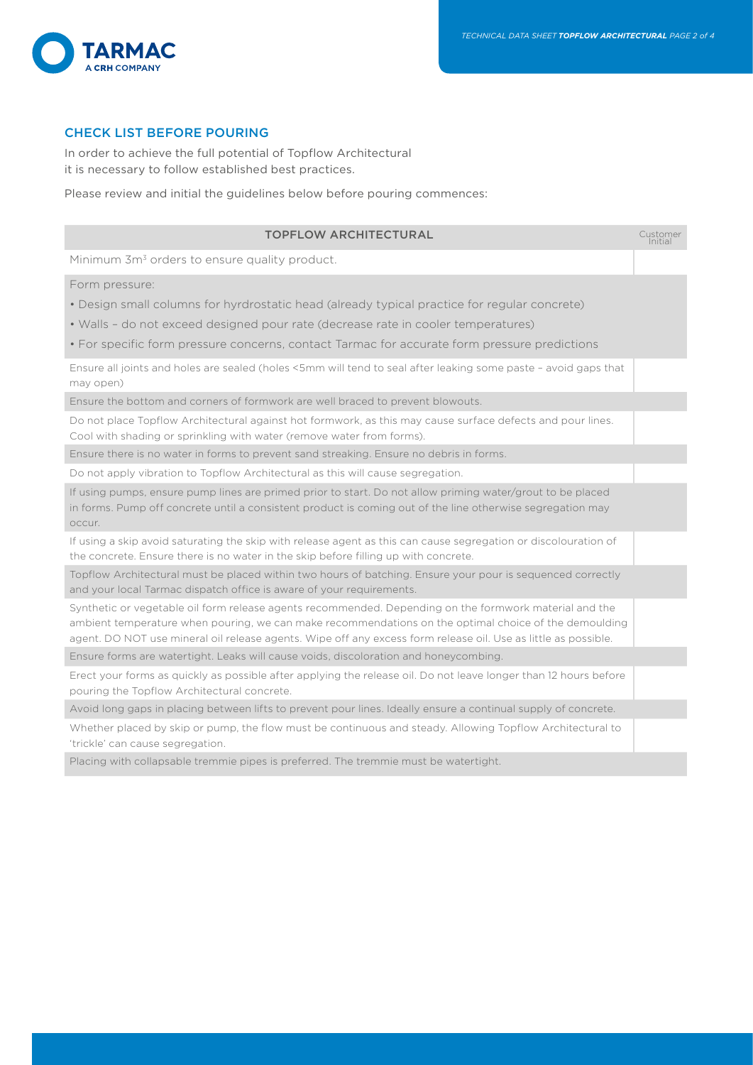## CHECK LIST BEFORE POURING

In order to achieve the full potential of Topflow Architectural it is necessary to follow established best practices.

Please review and initial the guidelines below before pouring commences:

| TOPFLOW ARCHITECTURAL | Customer Initial |
|---|---|
| Minimum $3m^3$ orders to ensure quality product. | |
| Form pressure:<br>• Design small columns for hyrdrostatic head (already typical practice for regular concrete)<br>• Walls – do not exceed designed pour rate (decrease rate in cooler temperatures)<br>• For specific form pressure concerns, contact Tarmac for accurate form pressure predictions | |
| Ensure all joints and holes are sealed (holes <5mm will tend to seal after leaking some paste – avoid gaps that may open) | |
| Ensure the bottom and corners of formwork are well braced to prevent blowouts. | |
| Do not place Topflow Architectural against hot formwork, as this may cause surface defects and pour lines. Cool with shading or sprinkling with water (remove water from forms). | |
| Ensure there is no water in forms to prevent sand streaking. Ensure no debris in forms. | |
| Do not apply vibration to Topflow Architectural as this will cause segregation. | |
| If using pumps, ensure pump lines are primed prior to start. Do not allow priming water/grout to be placed in forms. Pump off concrete until a consistent product is coming out of the line otherwise segregation may occur. | |
| If using a skip avoid saturating the skip with release agent as this can cause segregation or discolouration of the concrete. Ensure there is no water in the skip before filling up with concrete. | |
| Topflow Architectural must be placed within two hours of batching. Ensure your pour is sequenced correctly and your local Tarmac dispatch office is aware of your requirements. | |
| Synthetic or vegetable oil form release agents recommended. Depending on the formwork material and the ambient temperature when pouring, we can make recommendations on the optimal choice of the demoulding agent. DO NOT use mineral oil release agents. Wipe off any excess form release oil. Use as little as possible. | |
| Ensure forms are watertight. Leaks will cause voids, discoloration and honeycombing. | |
| Erect your forms as quickly as possible after applying the release oil. Do not leave longer than 12 hours before pouring the Topflow Architectural concrete. | |
| Avoid long gaps in placing between lifts to prevent pour lines. Ideally ensure a continual supply of concrete. | |
| Whether placed by skip or pump, the flow must be continuous and steady. Allowing Topflow Architectural to 'trickle' can cause segregation. | |
| Placing with collapsable tremmie pipes is preferred. The tremmie must be watertight. | |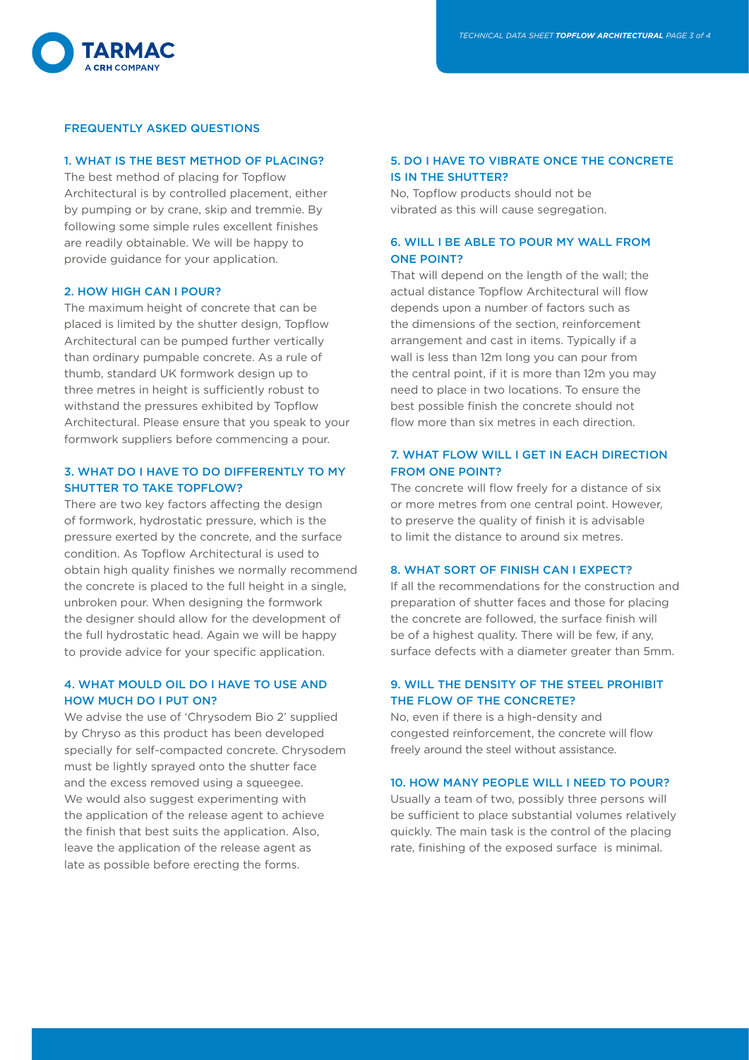## FREQUENTLY ASKED QUESTIONS

### 1. WHAT IS THE BEST METHOD OF PLACING?

The best method of placing for Topflow Architectural is by controlled placement, either by pumping or by crane, skip and tremmie. By following some simple rules excellent finishes are readily obtainable. We will be happy to provide guidance for your application.

### 2. HOW HIGH CAN I POUR?

The maximum height of concrete that can be placed is limited by the shutter design, Topflow Architectural can be pumped further vertically than ordinary pumpable concrete. As a rule of thumb, standard UK formwork design up to three metres in height is sufficiently robust to withstand the pressures exhibited by Topflow Architectural. Please ensure that you speak to your formwork suppliers before commencing a pour.

### 3. WHAT DO I HAVE TO DO DIFFERENTLY TO MY SHUTTER TO TAKE TOPFLOW?

There are two key factors affecting the design of formwork, hydrostatic pressure, which is the pressure exerted by the concrete, and the surface condition. As Topflow Architectural is used to obtain high quality finishes we normally recommend the concrete is placed to the full height in a single, unbroken pour. When designing the formwork the designer should allow for the development of the full hydrostatic head. Again we will be happy to provide advice for your specific application.

### 4. WHAT MOULD OIL DO I HAVE TO USE AND HOW MUCH DO I PUT ON?

We advise the use of 'Chrysodem Bio 2' supplied by Chryso as this product has been developed specially for self-compacted concrete. Chrysodem must be lightly sprayed onto the shutter face and the excess removed using a squeegee. We would also suggest experimenting with the application of the release agent to achieve the finish that best suits the application. Also, leave the application of the release agent as late as possible before erecting the forms.

### 5. DO I HAVE TO VIBRATE ONCE THE CONCRETE IS IN THE SHUTTER?

No, Topflow products should not be vibrated as this will cause segregation.

### 6. WILL I BE ABLE TO POUR MY WALL FROM ONE POINT?

That will depend on the length of the wall; the actual distance Topflow Architectural will flow depends upon a number of factors such as the dimensions of the section, reinforcement arrangement and cast in items. Typically if a wall is less than 12m long you can pour from the central point, if it is more than 12m you may need to place in two locations. To ensure the best possible finish the concrete should not flow more than six metres in each direction.

### 7. WHAT FLOW WILL I GET IN EACH DIRECTION FROM ONE POINT?

The concrete will flow freely for a distance of six or more metres from one central point. However, to preserve the quality of finish it is advisable to limit the distance to around six metres.

### 8. WHAT SORT OF FINISH CAN I EXPECT?

If all the recommendations for the construction and preparation of shutter faces and those for placing the concrete are followed, the surface finish will be of a highest quality. There will be few, if any, surface defects with a diameter greater than 5mm.

### 9. WILL THE DENSITY OF THE STEEL PROHIBIT THE FLOW OF THE CONCRETE?

No, even if there is a high-density and congested reinforcement, the concrete will flow freely around the steel without assistance.

### 10. HOW MANY PEOPLE WILL I NEED TO POUR?

Usually a team of two, possibly three persons will be sufficient to place substantial volumes relatively quickly. The main task is the control of the placing rate, finishing of the exposed surface is minimal.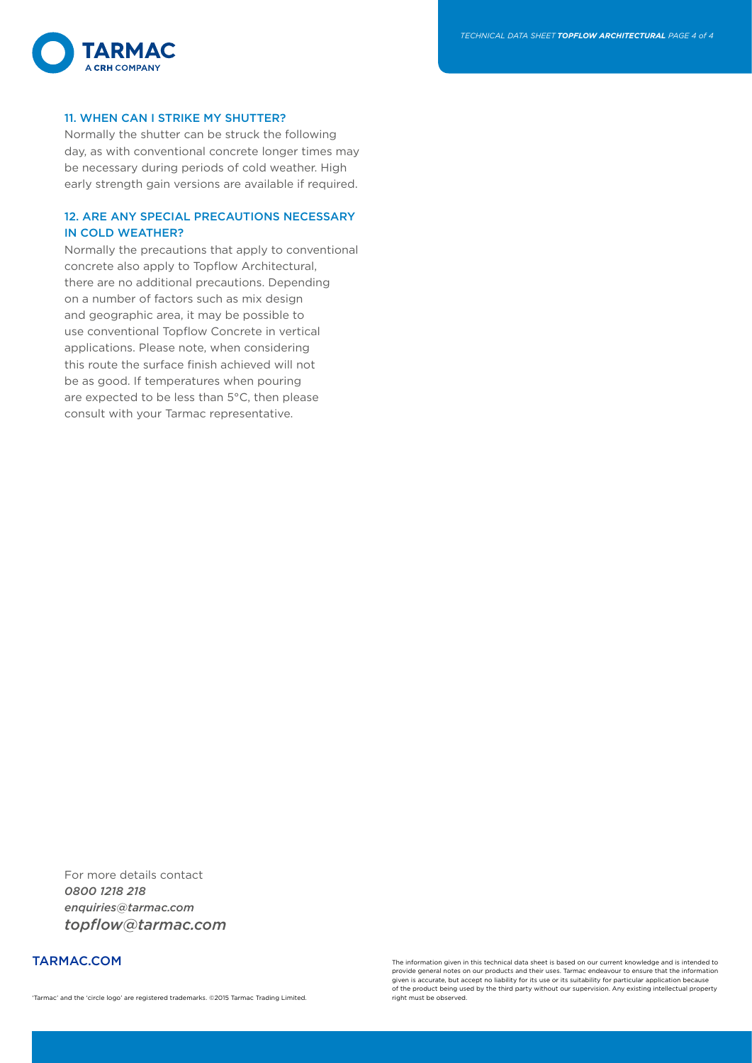### 11. WHEN CAN I STRIKE MY SHUTTER?

Normally the shutter can be struck the following day, as with conventional concrete longer times may be necessary during periods of cold weather. High early strength gain versions are available if required.

### 12. ARE ANY SPECIAL PRECAUTIONS NECESSARY IN COLD WEATHER?

Normally the precautions that apply to conventional concrete also apply to Topflow Architectural, there are no additional precautions. Depending on a number of factors such as mix design and geographic area, it may be possible to use conventional Topflow Concrete in vertical applications. Please note, when considering this route the surface finish achieved will not be as good. If temperatures when pouring are expected to be less than 5°C, then please consult with your Tarmac representative.

For more details contact
*0800 1218 218*
*enquiries@tarmac.com*
*topflow@tarmac.com*

TARMAC.COM

'Tarmac' and the 'circle logo' are registered trademarks. ©2015 Tarmac Trading Limited.

The information given in this technical data sheet is based on our current knowledge and is intended to provide general notes on our products and their uses. Tarmac endeavour to ensure that the information given is accurate, but accept no liability for its use or its suitability for particular application because of the product being used by the third party without our supervision. Any existing intellectual property right must be observed.